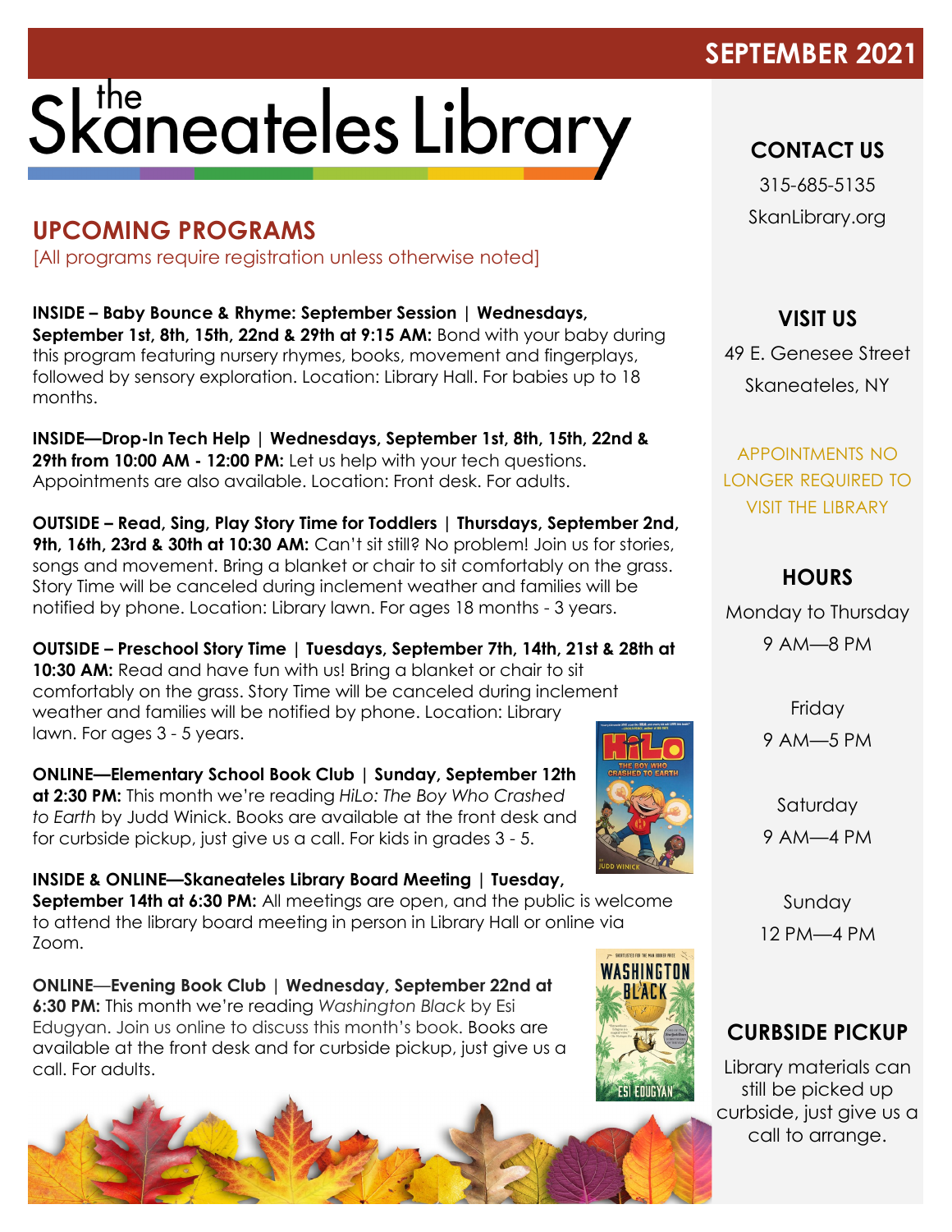SEPTEMBER 2021

# the Skaneateles Library

## UPCOMING PROGRAMS

[All programs require registration unless otherwise noted]

**INSIDE – Baby Bounce & Rhyme: September Session | Wednesdays, September 1st, 8th, 15th, 22nd & 29th at 9:15 AM:** Bond with your baby during this program featuring nursery rhymes, books, movement and fingerplays, followed by sensory exploration. Location: Library Hall. For babies up to 18 months.

**INSIDE—Drop-In Tech Help | Wednesdays, September 1st, 8th, 15th, 22nd & 29th from 10:00 AM - 12:00 PM:** Let us help with your tech questions. Appointments are also available. Location: Front desk. For adults.

**OUTSIDE – Read, Sing, Play Story Time for Toddlers | Thursdays, September 2nd, 9th, 16th, 23rd & 30th at 10:30 AM:** Can't sit still? No problem! Join us for stories, songs and movement. Bring a blanket or chair to sit comfortably on the grass. Story Time will be canceled during inclement weather and families will be notified by phone. Location: Library lawn. For ages 18 months - 3 years.

**OUTSIDE – Preschool Story Time | Tuesdays, September 7th, 14th, 21st & 28th at 10:30 AM:** Read and have fun with us! Bring a blanket or chair to sit comfortably on the grass. Story Time will be canceled during inclement weather and families will be notified by phone. Location: Library lawn. For ages 3 - 5 years.

**ONLINE—Elementary School Book Club | Sunday, September 12th at 2:30 PM:** This month we're reading *HiLo: The Boy Who Crashed to Earth* by Judd Winick. Books are available at the front desk and for curbside pickup, just give us a call. For kids in grades 3 - 5.

**INSIDE & ONLINE—Skaneateles Library Board Meeting | Tuesday, September 14th at 6:30 PM:** All meetings are open, and the public is welcome to attend the library board meeting in person in Library Hall or online via Zoom.

**ONLINE—Evening Book Club | Wednesday, September 22nd at 6:30 PM:** This month we're reading *Washington Black* by Esi Edugyan. Join us online to discuss this month's book. Books are available at the front desk and for curbside pickup, just give us a call. For adults.

### CONTACT US

315-685-5135

SkanLibrary.org

### VISIT US

49 E. Genesee Street

Skaneateles, NY

APPOINTMENTS NO LONGER REQUIRED TO VISIT THE LIBRARY

### HOURS

Monday to Thursday
9 AM—8 PM

Friday
9 AM—5 PM

Saturday
9 AM—4 PM

Sunday
12 PM—4 PM

### CURBSIDE PICKUP

Library materials can still be picked up curbside, just give us a call to arrange.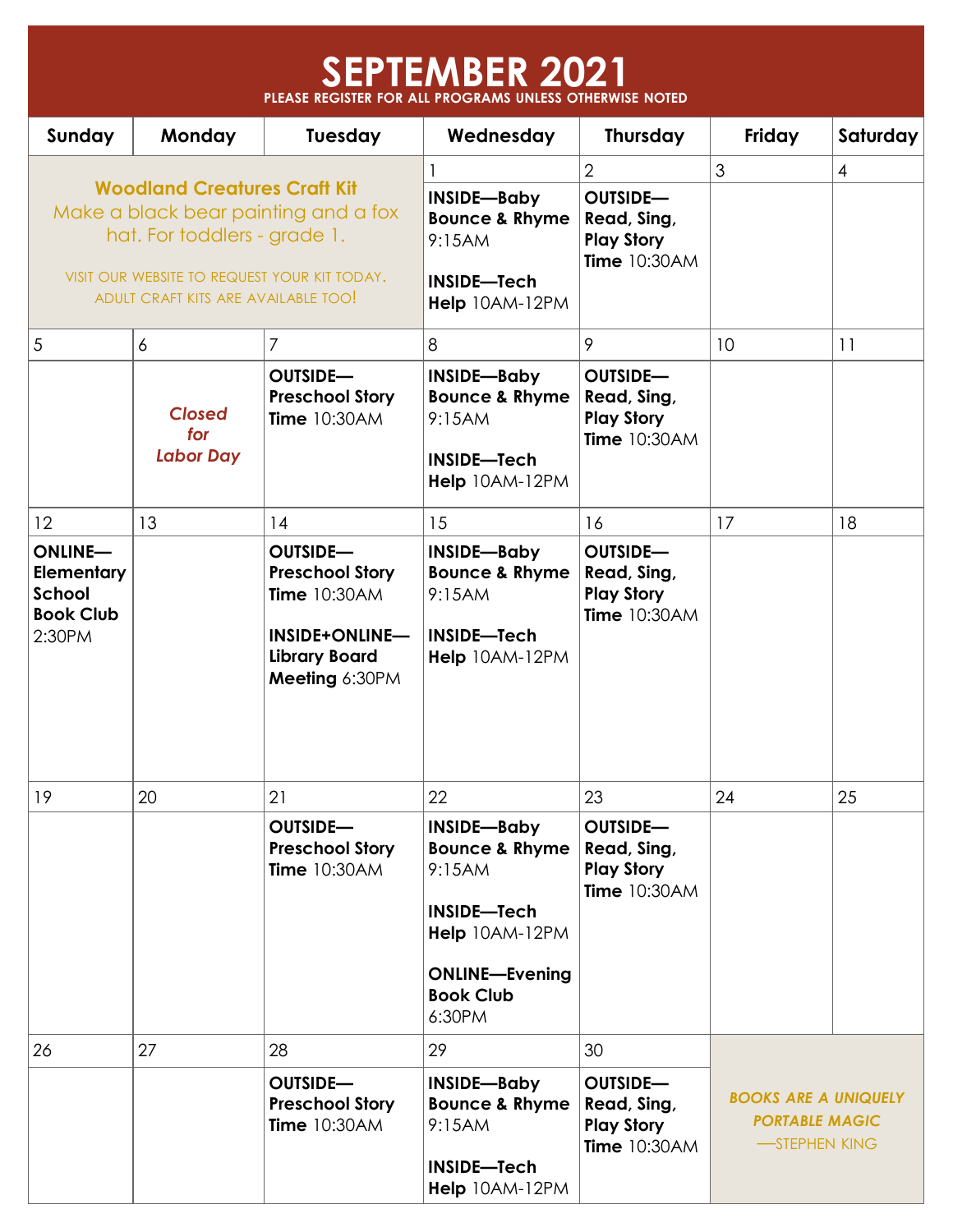# SEPTEMBER 2021

PLEASE REGISTER FOR ALL PROGRAMS UNLESS OTHERWISE NOTED

| Sunday | Monday | Tuesday | Wednesday | Thursday | Friday | Saturday |
|---|---|---|---|---|---|---|
| **Woodland Creatures Craft Kit** Make a black bear painting and a fox hat. For toddlers - grade 1. VISIT OUR WEBSITE TO REQUEST YOUR KIT TODAY. ADULT CRAFT KITS ARE AVAILABLE TOO! | | | 1 **INSIDE—Baby Bounce & Rhyme** 9:15AM **INSIDE—Tech Help** 10AM-12PM | 2 **OUTSIDE—Read, Sing, Play Story Time** 10:30AM | 3 | 4 |
| 5 | 6 ***Closed for Labor Day*** | 7 **OUTSIDE—Preschool Story Time** 10:30AM | 8 **INSIDE—Baby Bounce & Rhyme** 9:15AM **INSIDE—Tech Help** 10AM-12PM | 9 **OUTSIDE—Read, Sing, Play Story Time** 10:30AM | 10 | 11 |
| 12 **ONLINE—Elementary School Book Club** 2:30PM | 13 | 14 **OUTSIDE—Preschool Story Time** 10:30AM **INSIDE+ONLINE—Library Board Meeting** 6:30PM | 15 **INSIDE—Baby Bounce & Rhyme** 9:15AM **INSIDE—Tech Help** 10AM-12PM | 16 **OUTSIDE—Read, Sing, Play Story Time** 10:30AM | 17 | 18 |
| 19 | 20 | 21 **OUTSIDE—Preschool Story Time** 10:30AM | 22 **INSIDE—Baby Bounce & Rhyme** 9:15AM **INSIDE—Tech Help** 10AM-12PM **ONLINE—Evening Book Club** 6:30PM | 23 **OUTSIDE—Read, Sing, Play Story Time** 10:30AM | 24 | 25 |
| 26 | 27 | 28 **OUTSIDE—Preschool Story Time** 10:30AM | 29 **INSIDE—Baby Bounce & Rhyme** 9:15AM **INSIDE—Tech Help** 10AM-12PM | 30 **OUTSIDE—Read, Sing, Play Story Time** 10:30AM | ***BOOKS ARE A UNIQUELY PORTABLE MAGIC*** —STEPHEN KING | |